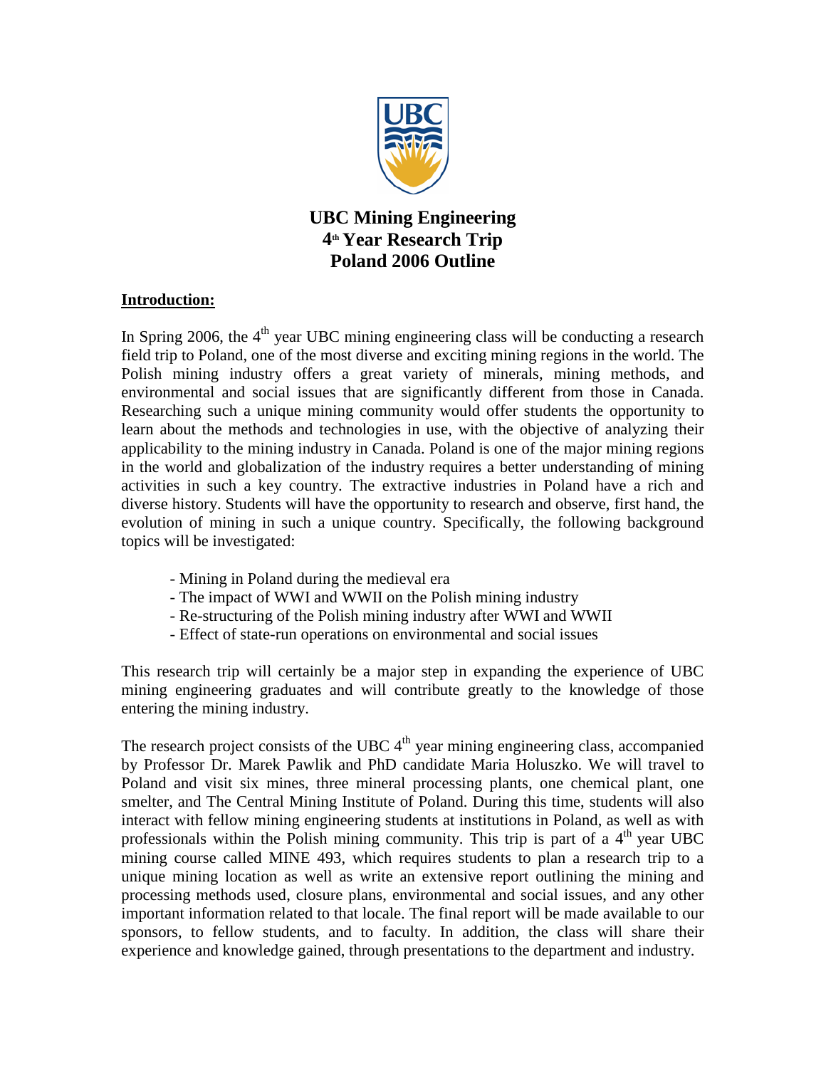# UBC Mining Engineering
# 4th Year Research Trip
# Poland 2006 Outline

**Introduction:**

In Spring 2006, the 4th year UBC mining engineering class will be conducting a research field trip to Poland, one of the most diverse and exciting mining regions in the world. The Polish mining industry offers a great variety of minerals, mining methods, and environmental and social issues that are significantly different from those in Canada. Researching such a unique mining community would offer students the opportunity to learn about the methods and technologies in use, with the objective of analyzing their applicability to the mining industry in Canada. Poland is one of the major mining regions in the world and globalization of the industry requires a better understanding of mining activities in such a key country. The extractive industries in Poland have a rich and diverse history. Students will have the opportunity to research and observe, first hand, the evolution of mining in such a unique country. Specifically, the following background topics will be investigated:

- Mining in Poland during the medieval era
- The impact of WWI and WWII on the Polish mining industry
- Re-structuring of the Polish mining industry after WWI and WWII
- Effect of state-run operations on environmental and social issues

This research trip will certainly be a major step in expanding the experience of UBC mining engineering graduates and will contribute greatly to the knowledge of those entering the mining industry.

The research project consists of the UBC 4th year mining engineering class, accompanied by Professor Dr. Marek Pawlik and PhD candidate Maria Holuszko. We will travel to Poland and visit six mines, three mineral processing plants, one chemical plant, one smelter, and The Central Mining Institute of Poland. During this time, students will also interact with fellow mining engineering students at institutions in Poland, as well as with professionals within the Polish mining community. This trip is part of a 4th year UBC mining course called MINE 493, which requires students to plan a research trip to a unique mining location as well as write an extensive report outlining the mining and processing methods used, closure plans, environmental and social issues, and any other important information related to that locale. The final report will be made available to our sponsors, to fellow students, and to faculty. In addition, the class will share their experience and knowledge gained, through presentations to the department and industry.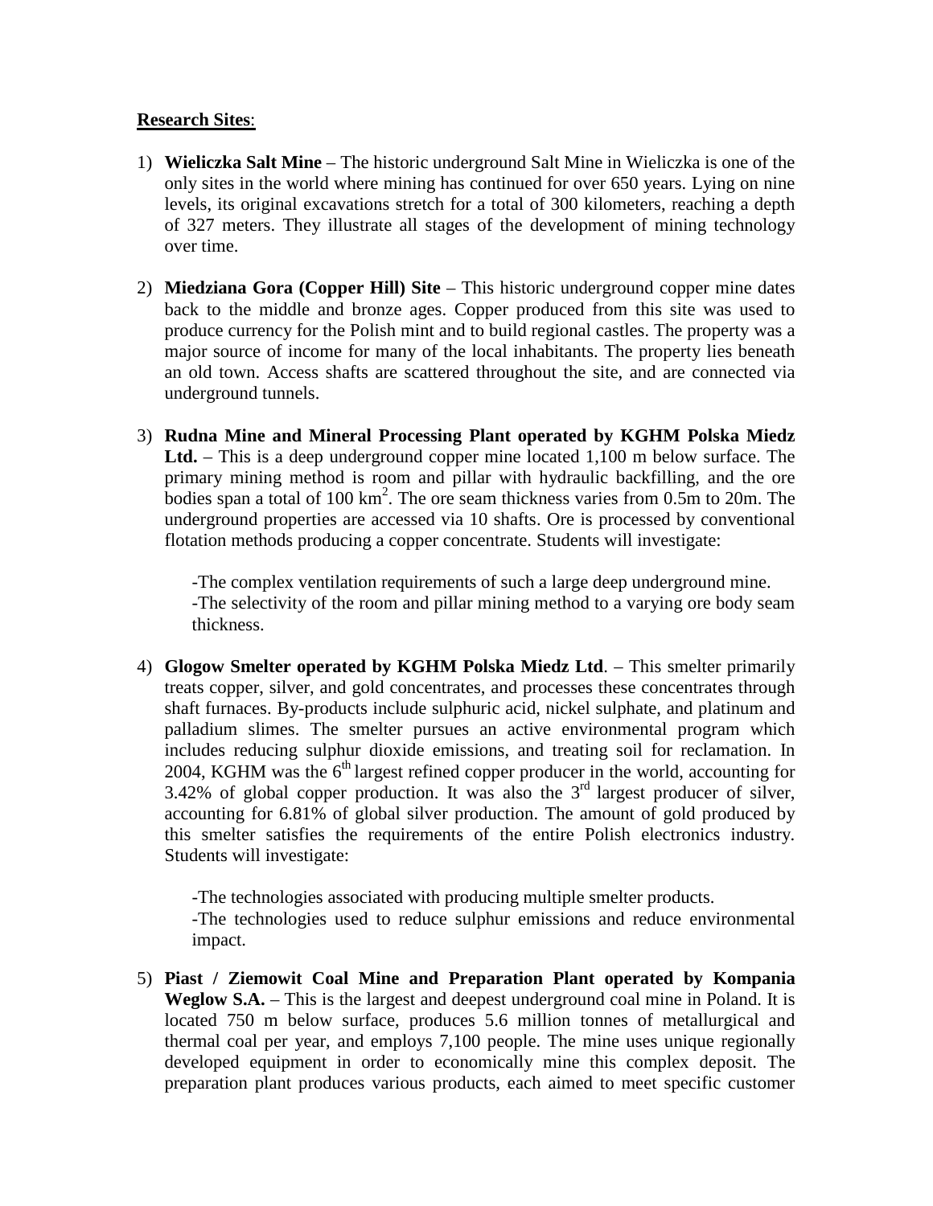**<u>Research Sites</u>**:

1) **Wieliczka Salt Mine** – The historic underground Salt Mine in Wieliczka is one of the only sites in the world where mining has continued for over 650 years. Lying on nine levels, its original excavations stretch for a total of 300 kilometers, reaching a depth of 327 meters. They illustrate all stages of the development of mining technology over time.

2) **Miedziana Gora (Copper Hill) Site** – This historic underground copper mine dates back to the middle and bronze ages. Copper produced from this site was used to produce currency for the Polish mint and to build regional castles. The property was a major source of income for many of the local inhabitants. The property lies beneath an old town. Access shafts are scattered throughout the site, and are connected via underground tunnels.

3) **Rudna Mine and Mineral Processing Plant operated by KGHM Polska Miedz Ltd.** – This is a deep underground copper mine located 1,100 m below surface. The primary mining method is room and pillar with hydraulic backfilling, and the ore bodies span a total of 100 km$^2$. The ore seam thickness varies from 0.5m to 20m. The underground properties are accessed via 10 shafts. Ore is processed by conventional flotation methods producing a copper concentrate. Students will investigate:

   -The complex ventilation requirements of such a large deep underground mine.
   -The selectivity of the room and pillar mining method to a varying ore body seam thickness.

4) **Glogow Smelter operated by KGHM Polska Miedz Ltd**. – This smelter primarily treats copper, silver, and gold concentrates, and processes these concentrates through shaft furnaces. By-products include sulphuric acid, nickel sulphate, and platinum and palladium slimes. The smelter pursues an active environmental program which includes reducing sulphur dioxide emissions, and treating soil for reclamation. In 2004, KGHM was the 6$^{th}$ largest refined copper producer in the world, accounting for 3.42% of global copper production. It was also the 3$^{rd}$ largest producer of silver, accounting for 6.81% of global silver production. The amount of gold produced by this smelter satisfies the requirements of the entire Polish electronics industry. Students will investigate:

   -The technologies associated with producing multiple smelter products.
   -The technologies used to reduce sulphur emissions and reduce environmental impact.

5) **Piast / Ziemowit Coal Mine and Preparation Plant operated by Kompania Weglow S.A.** – This is the largest and deepest underground coal mine in Poland. It is located 750 m below surface, produces 5.6 million tonnes of metallurgical and thermal coal per year, and employs 7,100 people. The mine uses unique regionally developed equipment in order to economically mine this complex deposit. The preparation plant produces various products, each aimed to meet specific customer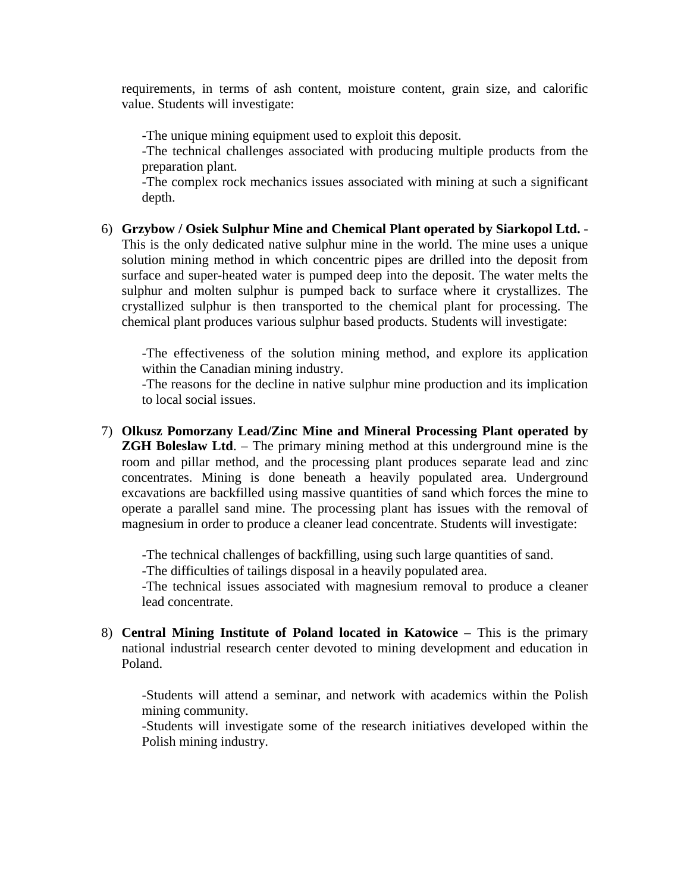requirements, in terms of ash content, moisture content, grain size, and calorific value. Students will investigate:

- -The unique mining equipment used to exploit this deposit.
- -The technical challenges associated with producing multiple products from the preparation plant.
- -The complex rock mechanics issues associated with mining at such a significant depth.

6) **Grzybow / Osiek Sulphur Mine and Chemical Plant operated by Siarkopol Ltd.** - This is the only dedicated native sulphur mine in the world. The mine uses a unique solution mining method in which concentric pipes are drilled into the deposit from surface and super-heated water is pumped deep into the deposit. The water melts the sulphur and molten sulphur is pumped back to surface where it crystallizes. The crystallized sulphur is then transported to the chemical plant for processing. The chemical plant produces various sulphur based products. Students will investigate:

   - -The effectiveness of the solution mining method, and explore its application within the Canadian mining industry.
   - -The reasons for the decline in native sulphur mine production and its implication to local social issues.

7) **Olkusz Pomorzany Lead/Zinc Mine and Mineral Processing Plant operated by ZGH Boleslaw Ltd**. – The primary mining method at this underground mine is the room and pillar method, and the processing plant produces separate lead and zinc concentrates. Mining is done beneath a heavily populated area. Underground excavations are backfilled using massive quantities of sand which forces the mine to operate a parallel sand mine. The processing plant has issues with the removal of magnesium in order to produce a cleaner lead concentrate. Students will investigate:

   - -The technical challenges of backfilling, using such large quantities of sand.
   - -The difficulties of tailings disposal in a heavily populated area.
   - -The technical issues associated with magnesium removal to produce a cleaner lead concentrate.

8) **Central Mining Institute of Poland located in Katowice** – This is the primary national industrial research center devoted to mining development and education in Poland.

   - -Students will attend a seminar, and network with academics within the Polish mining community.
   - -Students will investigate some of the research initiatives developed within the Polish mining industry.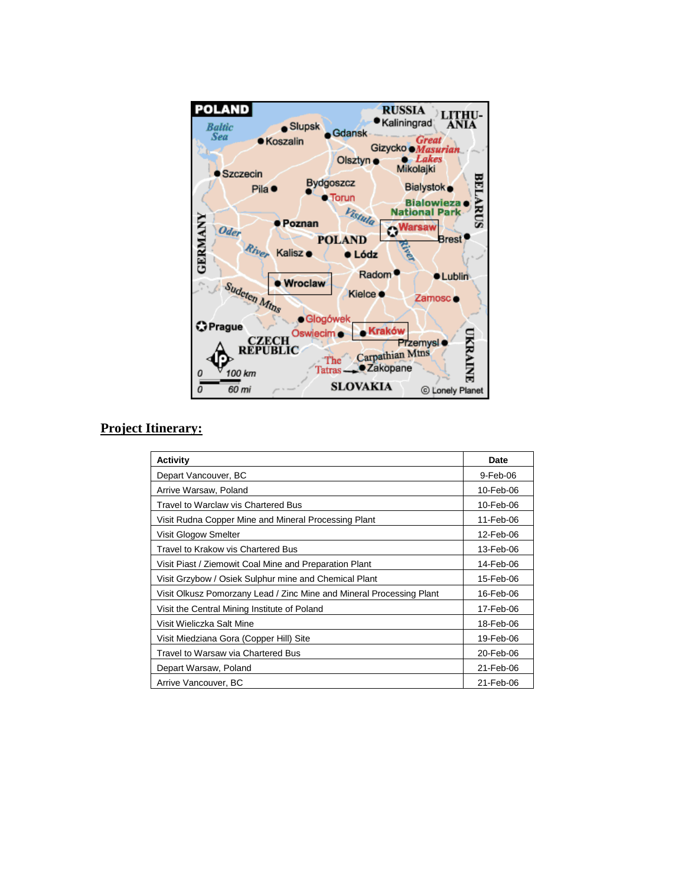## Project Itinerary:

| Activity | Date |
|---|---|
| Depart Vancouver, BC | 9-Feb-06 |
| Arrive Warsaw, Poland | 10-Feb-06 |
| Travel to Warclaw vis Chartered Bus | 10-Feb-06 |
| Visit Rudna Copper Mine and Mineral Processing Plant | 11-Feb-06 |
| Visit Glogow Smelter | 12-Feb-06 |
| Travel to Krakow vis Chartered Bus | 13-Feb-06 |
| Visit Piast / Ziemowit Coal Mine and Preparation Plant | 14-Feb-06 |
| Visit Grzybow / Osiek Sulphur mine and Chemical Plant | 15-Feb-06 |
| Visit Olkusz Pomorzany Lead / Zinc Mine and Mineral Processing Plant | 16-Feb-06 |
| Visit the Central Mining Institute of Poland | 17-Feb-06 |
| Visit Wieliczka Salt Mine | 18-Feb-06 |
| Visit Miedziana Gora (Copper Hill) Site | 19-Feb-06 |
| Travel to Warsaw via Chartered Bus | 20-Feb-06 |
| Depart Warsaw, Poland | 21-Feb-06 |
| Arrive Vancouver, BC | 21-Feb-06 |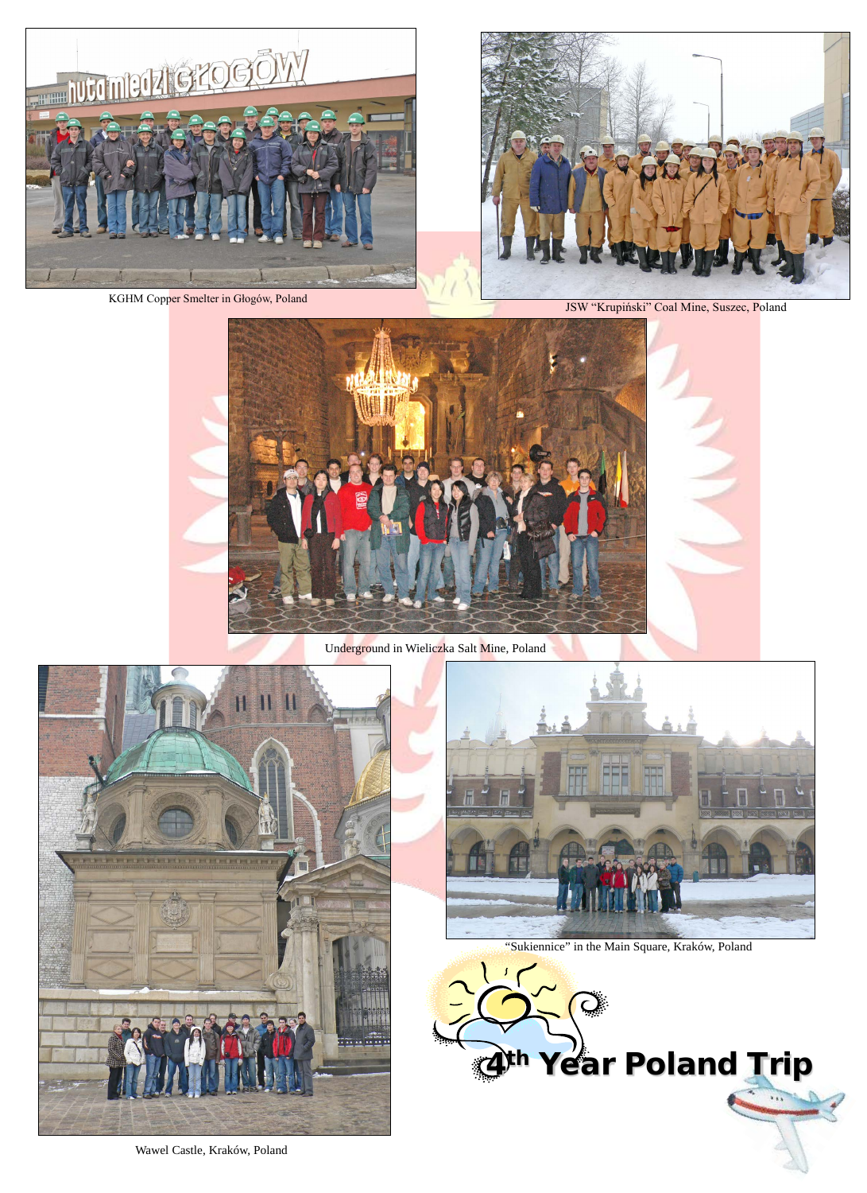KGHM Copper Smelter in Głogów, Poland

JSW “Krupiński” Coal Mine, Suszec, Poland

Underground in Wieliczka Salt Mine, Poland

Wawel Castle, Kraków, Poland

“Sukiennice” in the Main Square, Kraków, Poland

# 4th Year Poland Trip